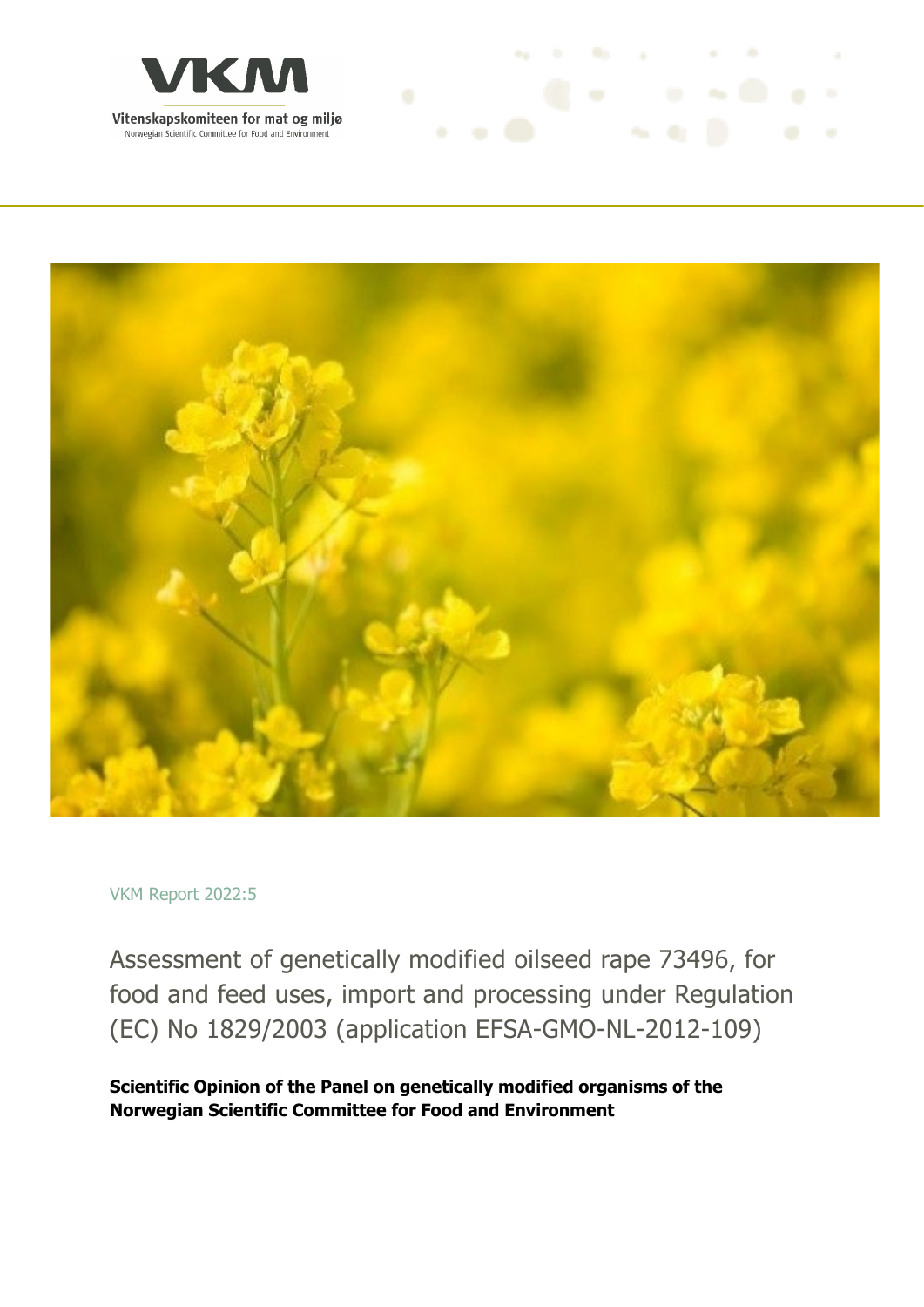VKM

Vitenskapskomiteen for mat og miljø

Norwegian Scientific Committee for Food and Environment

VKM Report 2022:5

# Assessment of genetically modified oilseed rape 73496, for food and feed uses, import and processing under Regulation (EC) No 1829/2003 (application EFSA-GMO-NL-2012-109)

**Scientific Opinion of the Panel on genetically modified organisms of the Norwegian Scientific Committee for Food and Environment**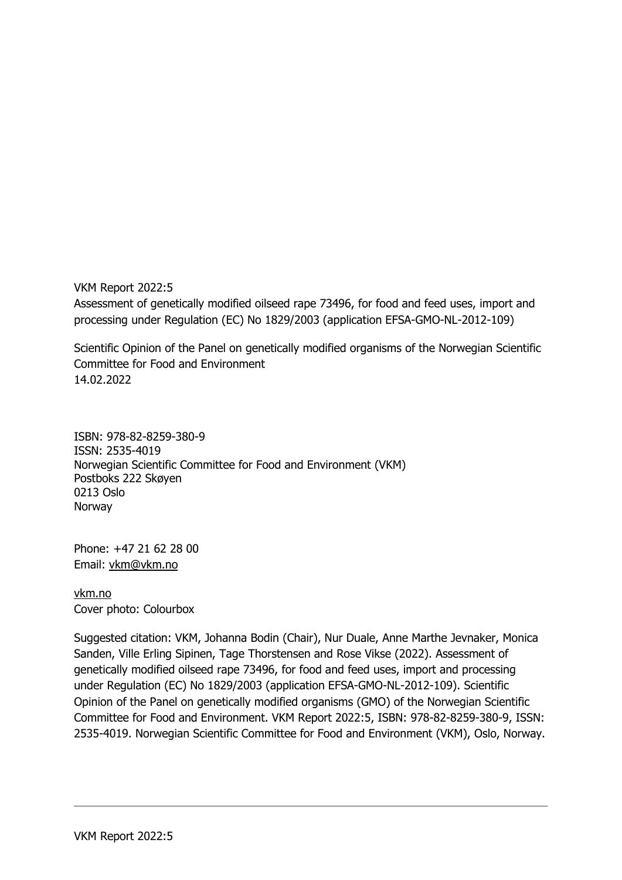VKM Report 2022:5
Assessment of genetically modified oilseed rape 73496, for food and feed uses, import and processing under Regulation (EC) No 1829/2003 (application EFSA-GMO-NL-2012-109)

Scientific Opinion of the Panel on genetically modified organisms of the Norwegian Scientific Committee for Food and Environment
14.02.2022

ISBN: 978-82-8259-380-9
ISSN: 2535-4019
Norwegian Scientific Committee for Food and Environment (VKM)
Postboks 222 Skøyen
0213 Oslo
Norway

Phone: +47 21 62 28 00
Email: vkm@vkm.no

vkm.no
Cover photo: Colourbox

Suggested citation: VKM, Johanna Bodin (Chair), Nur Duale, Anne Marthe Jevnaker, Monica Sanden, Ville Erling Sipinen, Tage Thorstensen and Rose Vikse (2022). Assessment of genetically modified oilseed rape 73496, for food and feed uses, import and processing under Regulation (EC) No 1829/2003 (application EFSA-GMO-NL-2012-109). Scientific Opinion of the Panel on genetically modified organisms (GMO) of the Norwegian Scientific Committee for Food and Environment. VKM Report 2022:5, ISBN: 978-82-8259-380-9, ISSN: 2535-4019. Norwegian Scientific Committee for Food and Environment (VKM), Oslo, Norway.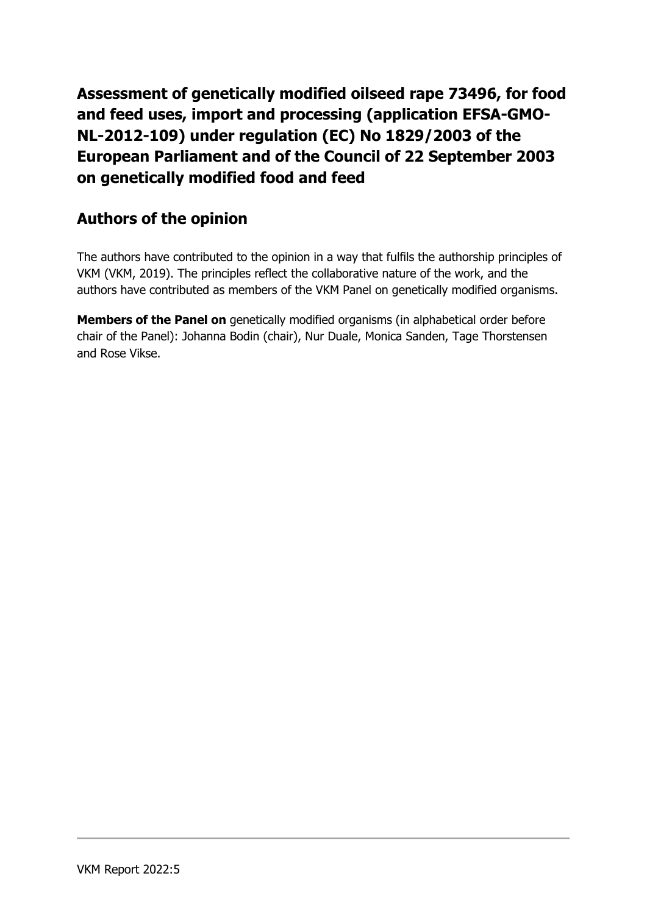# Assessment of genetically modified oilseed rape 73496, for food and feed uses, import and processing (application EFSA-GMO-NL-2012-109) under regulation (EC) No 1829/2003 of the European Parliament and of the Council of 22 September 2003 on genetically modified food and feed

## Authors of the opinion

The authors have contributed to the opinion in a way that fulfils the authorship principles of VKM (VKM, 2019). The principles reflect the collaborative nature of the work, and the authors have contributed as members of the VKM Panel on genetically modified organisms.

**Members of the Panel on** genetically modified organisms (in alphabetical order before chair of the Panel): Johanna Bodin (chair), Nur Duale, Monica Sanden, Tage Thorstensen and Rose Vikse.

VKM Report 2022:5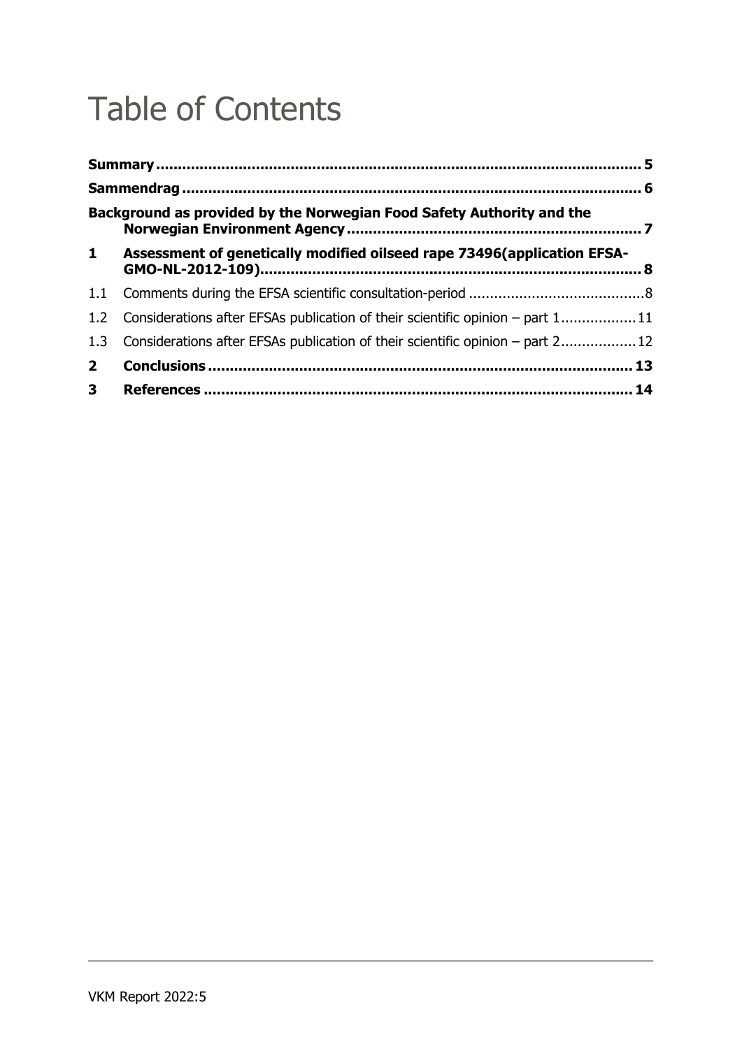# Table of Contents

**Summary** ..... **5**

**Sammendrag** ..... **6**

**Background as provided by the Norwegian Food Safety Authority and the Norwegian Environment Agency** ..... **7**

**1 Assessment of genetically modified oilseed rape 73496(application EFSA-GMO-NL-2012-109)** ..... **8**

1.1 Comments during the EFSA scientific consultation-period ..... 8

1.2 Considerations after EFSAs publication of their scientific opinion – part 1 ..... 11

1.3 Considerations after EFSAs publication of their scientific opinion – part 2 ..... 12

**2 Conclusions** ..... **13**

**3 References** ..... **14**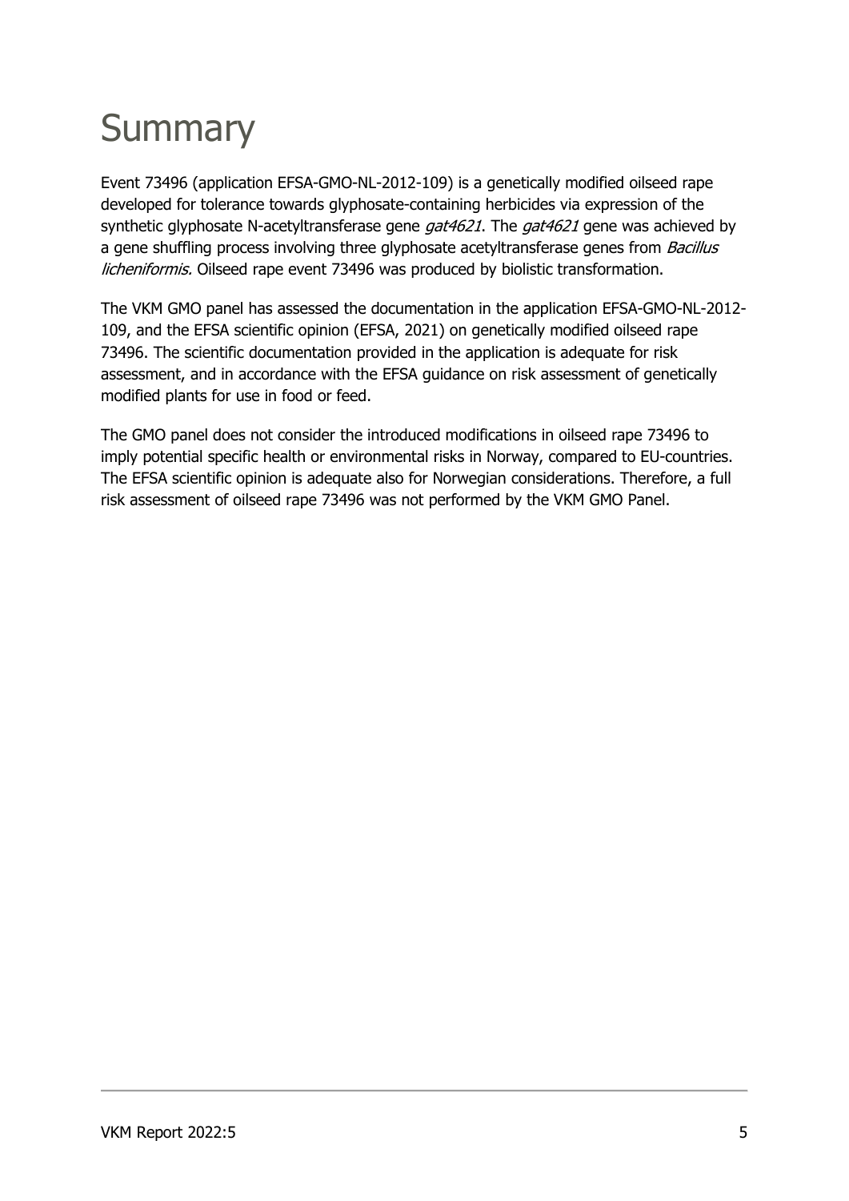# Summary

Event 73496 (application EFSA-GMO-NL-2012-109) is a genetically modified oilseed rape developed for tolerance towards glyphosate-containing herbicides via expression of the synthetic glyphosate N-acetyltransferase gene *gat4621*. The *gat4621* gene was achieved by a gene shuffling process involving three glyphosate acetyltransferase genes from *Bacillus licheniformis.* Oilseed rape event 73496 was produced by biolistic transformation.

The VKM GMO panel has assessed the documentation in the application EFSA-GMO-NL-2012-109, and the EFSA scientific opinion (EFSA, 2021) on genetically modified oilseed rape 73496. The scientific documentation provided in the application is adequate for risk assessment, and in accordance with the EFSA guidance on risk assessment of genetically modified plants for use in food or feed.

The GMO panel does not consider the introduced modifications in oilseed rape 73496 to imply potential specific health or environmental risks in Norway, compared to EU-countries. The EFSA scientific opinion is adequate also for Norwegian considerations. Therefore, a full risk assessment of oilseed rape 73496 was not performed by the VKM GMO Panel.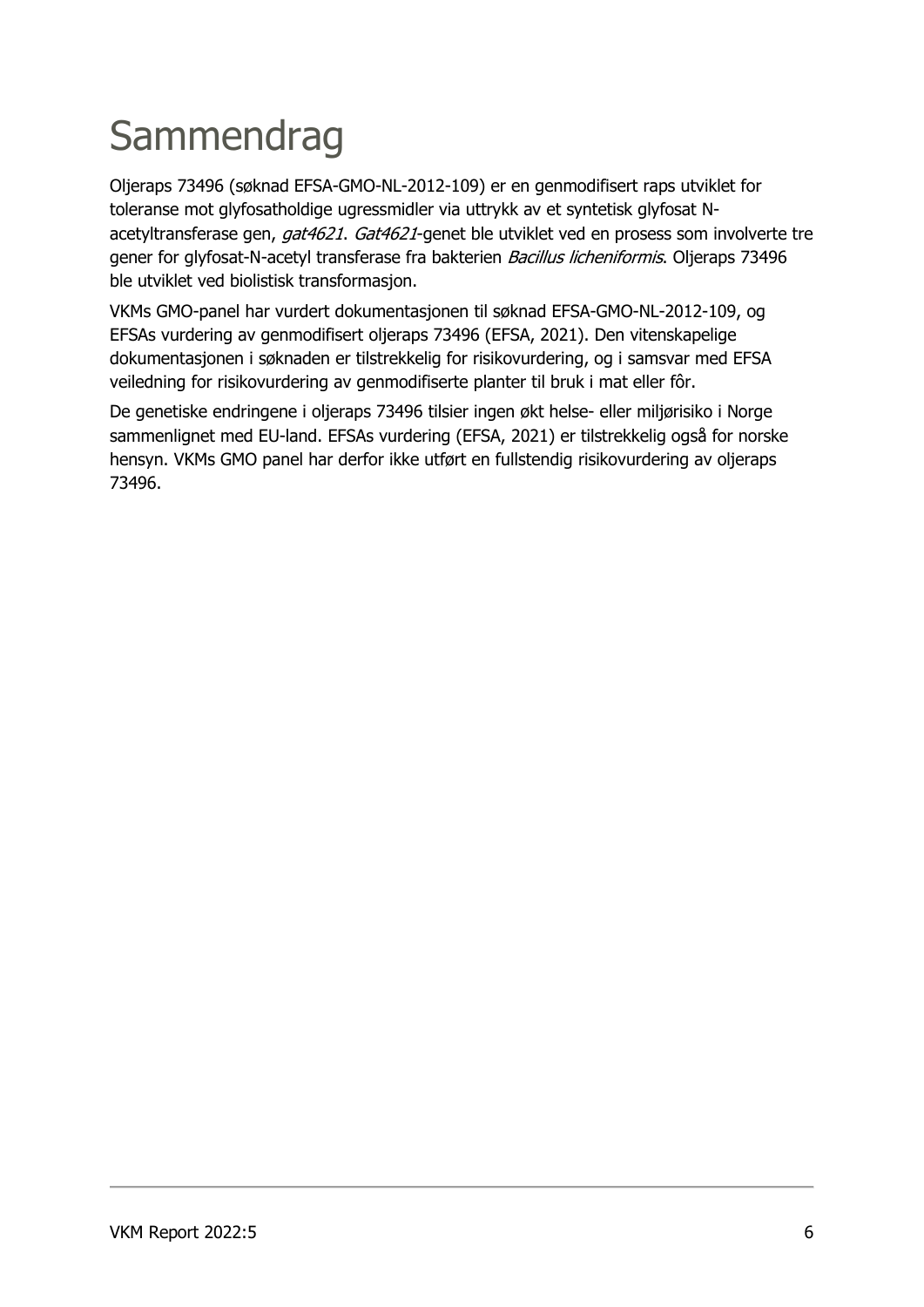# Sammendrag

Oljeraps 73496 (søknad EFSA-GMO-NL-2012-109) er en genmodifisert raps utviklet for toleranse mot glyfosatholdige ugressmidler via uttrykk av et syntetisk glyfosat N-acetyltransferase gen, *gat4621*. *Gat4621*-genet ble utviklet ved en prosess som involverte tre gener for glyfosat-N-acetyl transferase fra bakterien *Bacillus licheniformis*. Oljeraps 73496 ble utviklet ved biolistisk transformasjon.

VKMs GMO-panel har vurdert dokumentasjonen til søknad EFSA-GMO-NL-2012-109, og EFSAs vurdering av genmodifisert oljeraps 73496 (EFSA, 2021). Den vitenskapelige dokumentasjonen i søknaden er tilstrekkelig for risikovurdering, og i samsvar med EFSA veiledning for risikovurdering av genmodifiserte planter til bruk i mat eller fôr.

De genetiske endringene i oljeraps 73496 tilsier ingen økt helse- eller miljørisiko i Norge sammenlignet med EU-land. EFSAs vurdering (EFSA, 2021) er tilstrekkelig også for norske hensyn. VKMs GMO panel har derfor ikke utført en fullstendig risikovurdering av oljeraps 73496.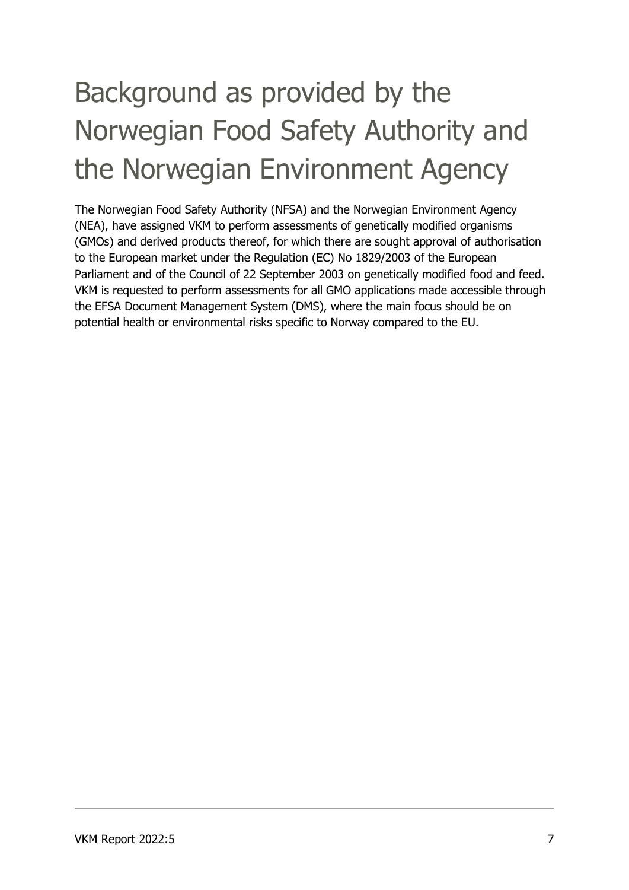# Background as provided by the Norwegian Food Safety Authority and the Norwegian Environment Agency

The Norwegian Food Safety Authority (NFSA) and the Norwegian Environment Agency (NEA), have assigned VKM to perform assessments of genetically modified organisms (GMOs) and derived products thereof, for which there are sought approval of authorisation to the European market under the Regulation (EC) No 1829/2003 of the European Parliament and of the Council of 22 September 2003 on genetically modified food and feed. VKM is requested to perform assessments for all GMO applications made accessible through the EFSA Document Management System (DMS), where the main focus should be on potential health or environmental risks specific to Norway compared to the EU.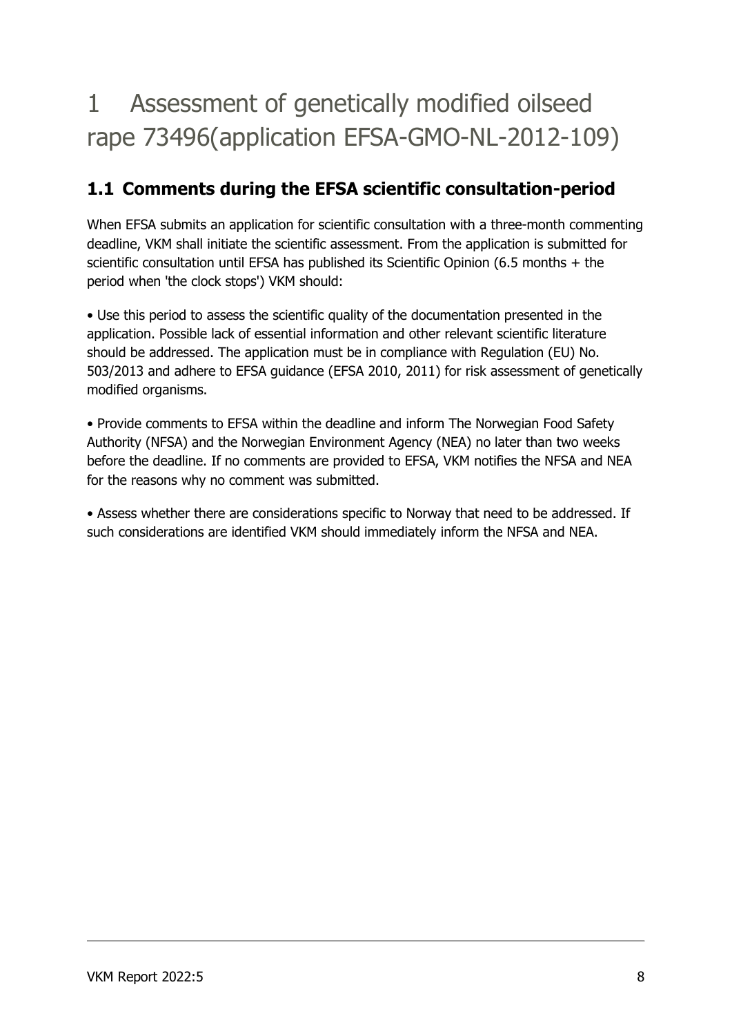# 1 Assessment of genetically modified oilseed rape 73496(application EFSA-GMO-NL-2012-109)

## 1.1 Comments during the EFSA scientific consultation-period

When EFSA submits an application for scientific consultation with a three-month commenting deadline, VKM shall initiate the scientific assessment. From the application is submitted for scientific consultation until EFSA has published its Scientific Opinion (6.5 months + the period when 'the clock stops') VKM should:

• Use this period to assess the scientific quality of the documentation presented in the application. Possible lack of essential information and other relevant scientific literature should be addressed. The application must be in compliance with Regulation (EU) No. 503/2013 and adhere to EFSA guidance (EFSA 2010, 2011) for risk assessment of genetically modified organisms.

• Provide comments to EFSA within the deadline and inform The Norwegian Food Safety Authority (NFSA) and the Norwegian Environment Agency (NEA) no later than two weeks before the deadline. If no comments are provided to EFSA, VKM notifies the NFSA and NEA for the reasons why no comment was submitted.

• Assess whether there are considerations specific to Norway that need to be addressed. If such considerations are identified VKM should immediately inform the NFSA and NEA.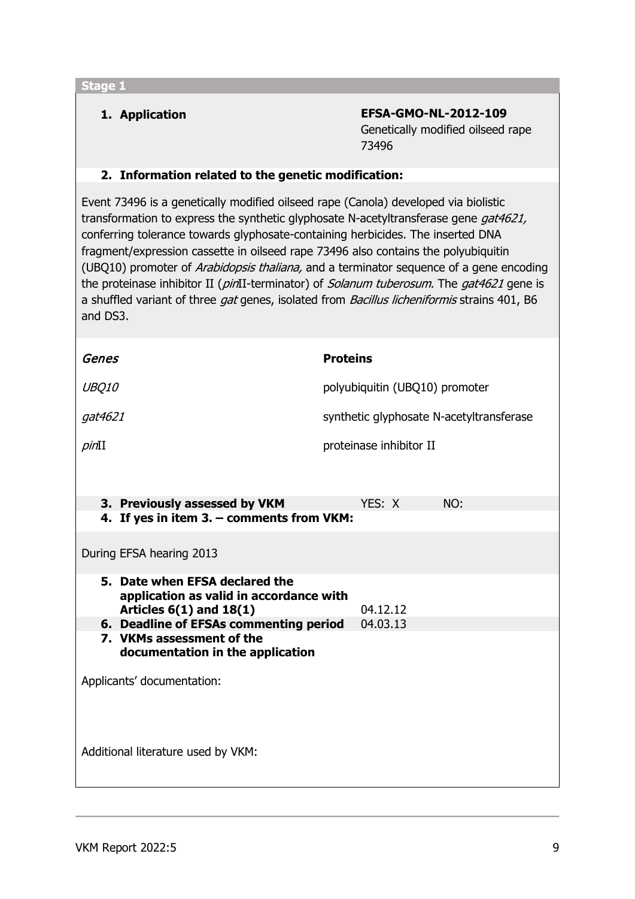**Stage 1**

**1. Application**

**EFSA-GMO-NL-2012-109**
Genetically modified oilseed rape 73496

**2. Information related to the genetic modification:**

Event 73496 is a genetically modified oilseed rape (Canola) developed via biolistic transformation to express the synthetic glyphosate N-acetyltransferase gene *gat4621,* conferring tolerance towards glyphosate-containing herbicides. The inserted DNA fragment/expression cassette in oilseed rape 73496 also contains the polyubiquitin (UBQ10) promoter of *Arabidopsis thaliana,* and a terminator sequence of a gene encoding the proteinase inhibitor II (*pin*II-terminator) of *Solanum tuberosum*. The *gat4621* gene is a shuffled variant of three *gat* genes, isolated from *Bacillus licheniformis* strains 401, B6 and DS3.

| *Genes* | **Proteins** |
|---|---|
| *UBQ10* | polyubiquitin (UBQ10) promoter |
| *gat4621* | synthetic glyphosate N-acetyltransferase |
| *pin*II | proteinase inhibitor II |

**3. Previously assessed by VKM** YES: X NO:

**4. If yes in item 3. – comments from VKM:**

During EFSA hearing 2013

**5. Date when EFSA declared the application as valid in accordance with Articles 6(1) and 18(1)** 04.12.12

**6. Deadline of EFSAs commenting period** 04.03.13

**7. VKMs assessment of the documentation in the application**

Applicants' documentation:

Additional literature used by VKM: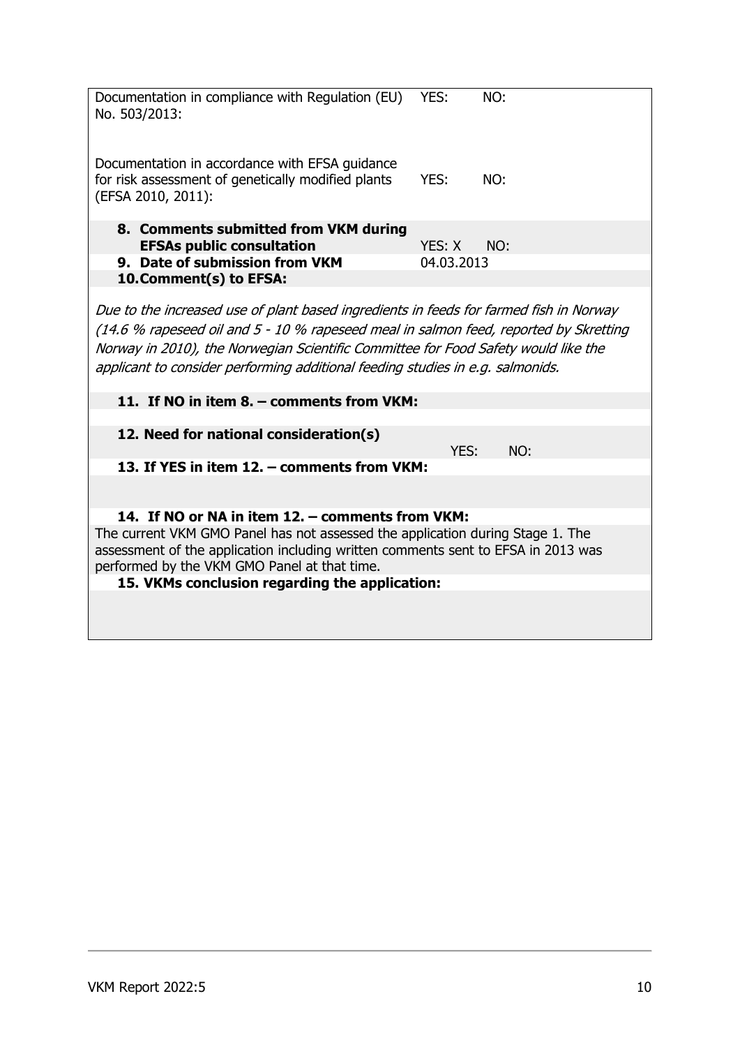| | | |
|---|---|---|
| Documentation in compliance with Regulation (EU) No. 503/2013: | YES: | NO: |
| Documentation in accordance with EFSA guidance for risk assessment of genetically modified plants (EFSA 2010, 2011): | YES: | NO: |

**8. Comments submitted from VKM during EFSAs public consultation** YES: X NO:

**9. Date of submission from VKM** 04.03.2013

**10. Comment(s) to EFSA:**

*Due to the increased use of plant based ingredients in feeds for farmed fish in Norway (14.6 % rapeseed oil and 5 - 10 % rapeseed meal in salmon feed, reported by Skretting Norway in 2010), the Norwegian Scientific Committee for Food Safety would like the applicant to consider performing additional feeding studies in e.g. salmonids.*

**11. If NO in item 8. – comments from VKM:**

**12. Need for national consideration(s)** YES: NO:

**13. If YES in item 12. – comments from VKM:**

**14. If NO or NA in item 12. – comments from VKM:**

The current VKM GMO Panel has not assessed the application during Stage 1. The assessment of the application including written comments sent to EFSA in 2013 was performed by the VKM GMO Panel at that time.

**15. VKMs conclusion regarding the application:**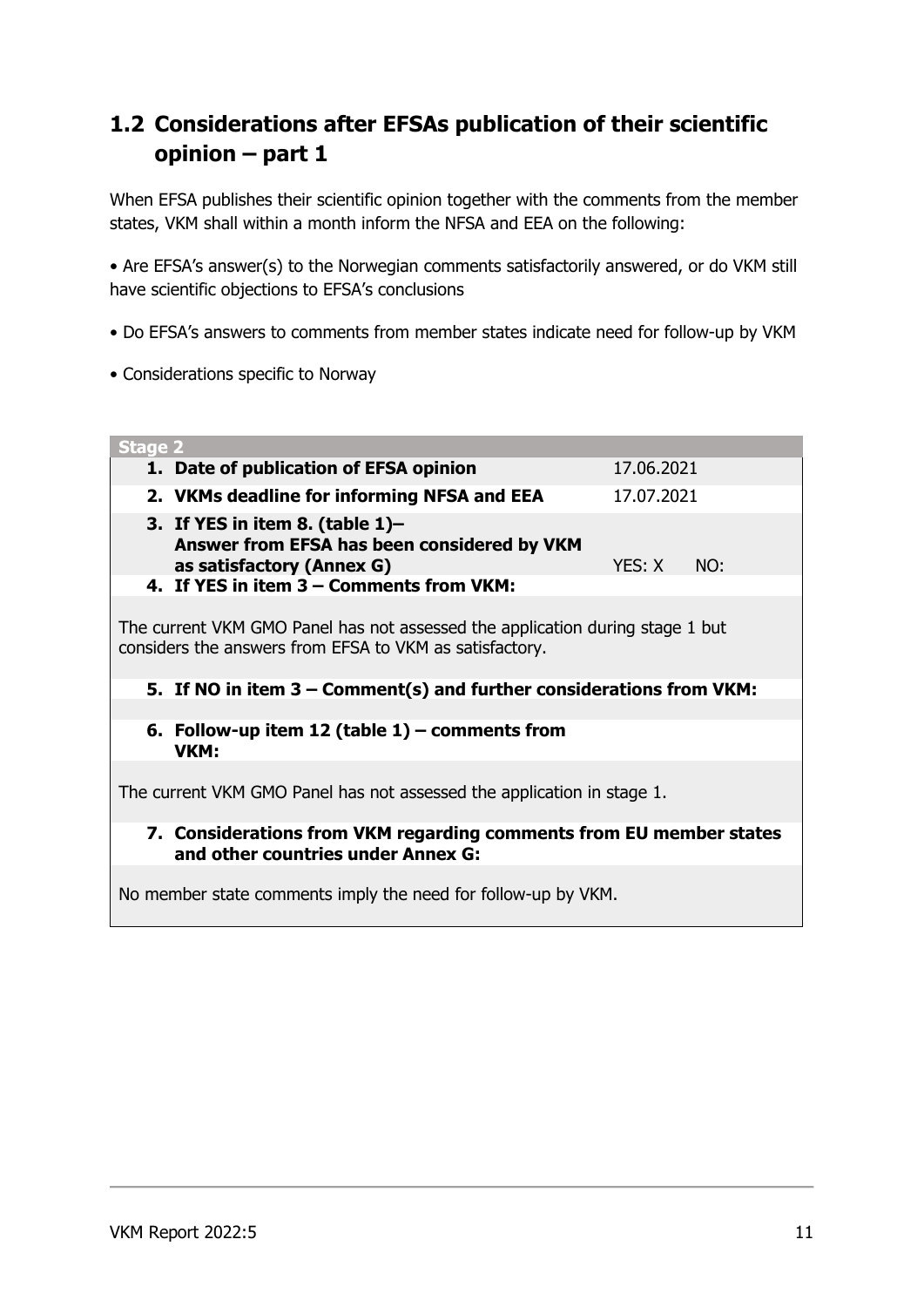## 1.2 Considerations after EFSAs publication of their scientific opinion – part 1

When EFSA publishes their scientific opinion together with the comments from the member states, VKM shall within a month inform the NFSA and EEA on the following:

• Are EFSA's answer(s) to the Norwegian comments satisfactorily answered, or do VKM still have scientific objections to EFSA's conclusions

• Do EFSA's answers to comments from member states indicate need for follow-up by VKM

• Considerations specific to Norway

| **Stage 2** | |
|---|---|
| **1. Date of publication of EFSA opinion** | 17.06.2021 |
| **2. VKMs deadline for informing NFSA and EEA** | 17.07.2021 |
| **3. If YES in item 8. (table 1)– Answer from EFSA has been considered by VKM as satisfactory (Annex G)** | YES: X NO: |
| **4. If YES in item 3 – Comments from VKM:** | |
| The current VKM GMO Panel has not assessed the application during stage 1 but considers the answers from EFSA to VKM as satisfactory. | |
| **5. If NO in item 3 – Comment(s) and further considerations from VKM:** | |
| | |
| **6. Follow-up item 12 (table 1) – comments from VKM:** | |
| The current VKM GMO Panel has not assessed the application in stage 1. | |
| **7. Considerations from VKM regarding comments from EU member states and other countries under Annex G:** | |
| No member state comments imply the need for follow-up by VKM. | |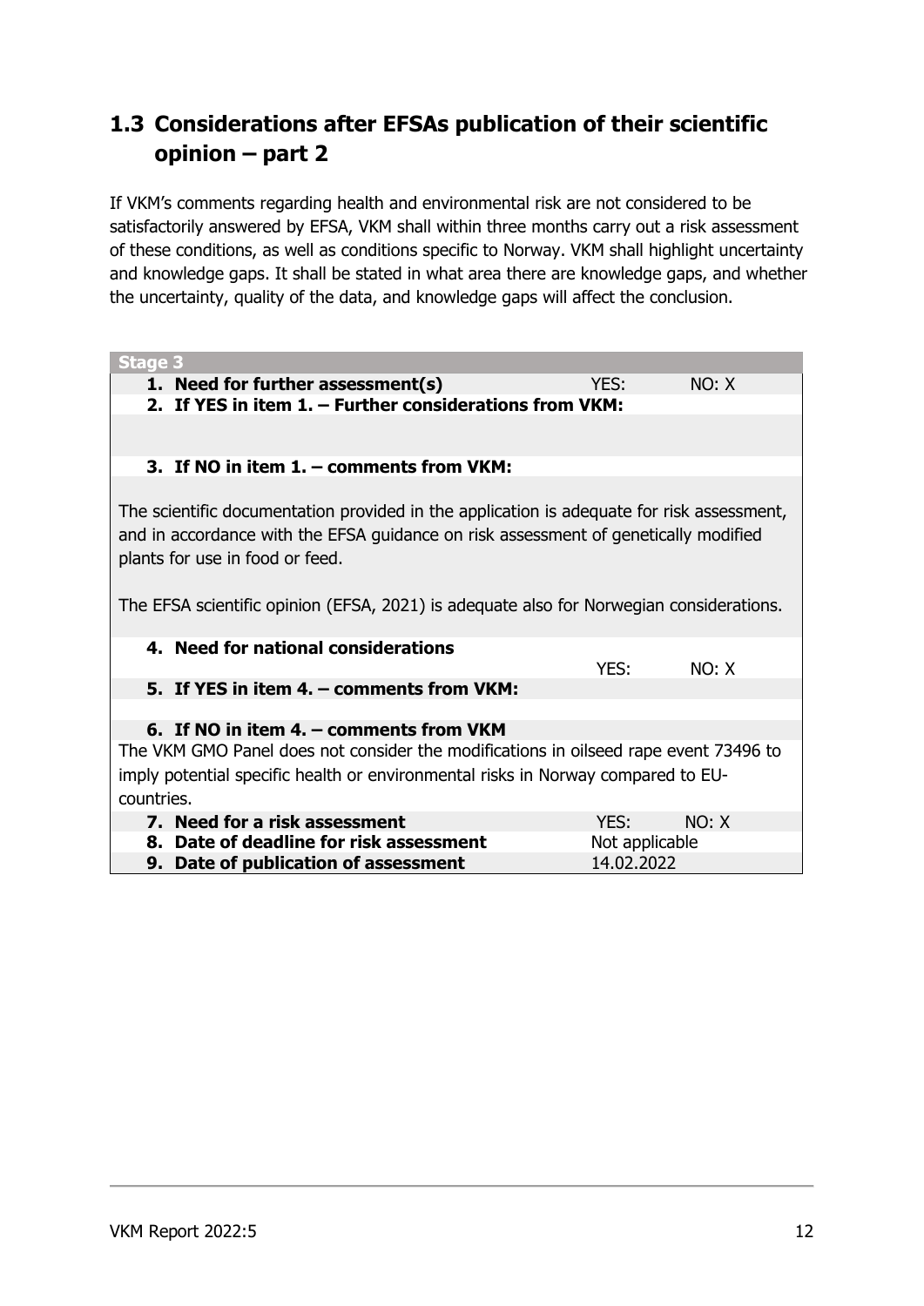## 1.3 Considerations after EFSAs publication of their scientific opinion – part 2

If VKM's comments regarding health and environmental risk are not considered to be satisfactorily answered by EFSA, VKM shall within three months carry out a risk assessment of these conditions, as well as conditions specific to Norway. VKM shall highlight uncertainty and knowledge gaps. It shall be stated in what area there are knowledge gaps, and whether the uncertainty, quality of the data, and knowledge gaps will affect the conclusion.

| **Stage 3** | | |
|---|---|---|
| **1. Need for further assessment(s)** | YES: | NO: X |
| **2. If YES in item 1. – Further considerations from VKM:** | | |
| | | |
| **3. If NO in item 1. – comments from VKM:** | | |
| The scientific documentation provided in the application is adequate for risk assessment, and in accordance with the EFSA guidance on risk assessment of genetically modified plants for use in food or feed.<br><br>The EFSA scientific opinion (EFSA, 2021) is adequate also for Norwegian considerations. | | |
| **4. Need for national considerations** | YES: | NO: X |
| **5. If YES in item 4. – comments from VKM:** | | |
| | | |
| **6. If NO in item 4. – comments from VKM** | | |
| The VKM GMO Panel does not consider the modifications in oilseed rape event 73496 to imply potential specific health or environmental risks in Norway compared to EU-countries. | | |
| **7. Need for a risk assessment** | YES: | NO: X |
| **8. Date of deadline for risk assessment** | Not applicable | |
| **9. Date of publication of assessment** | 14.02.2022 | |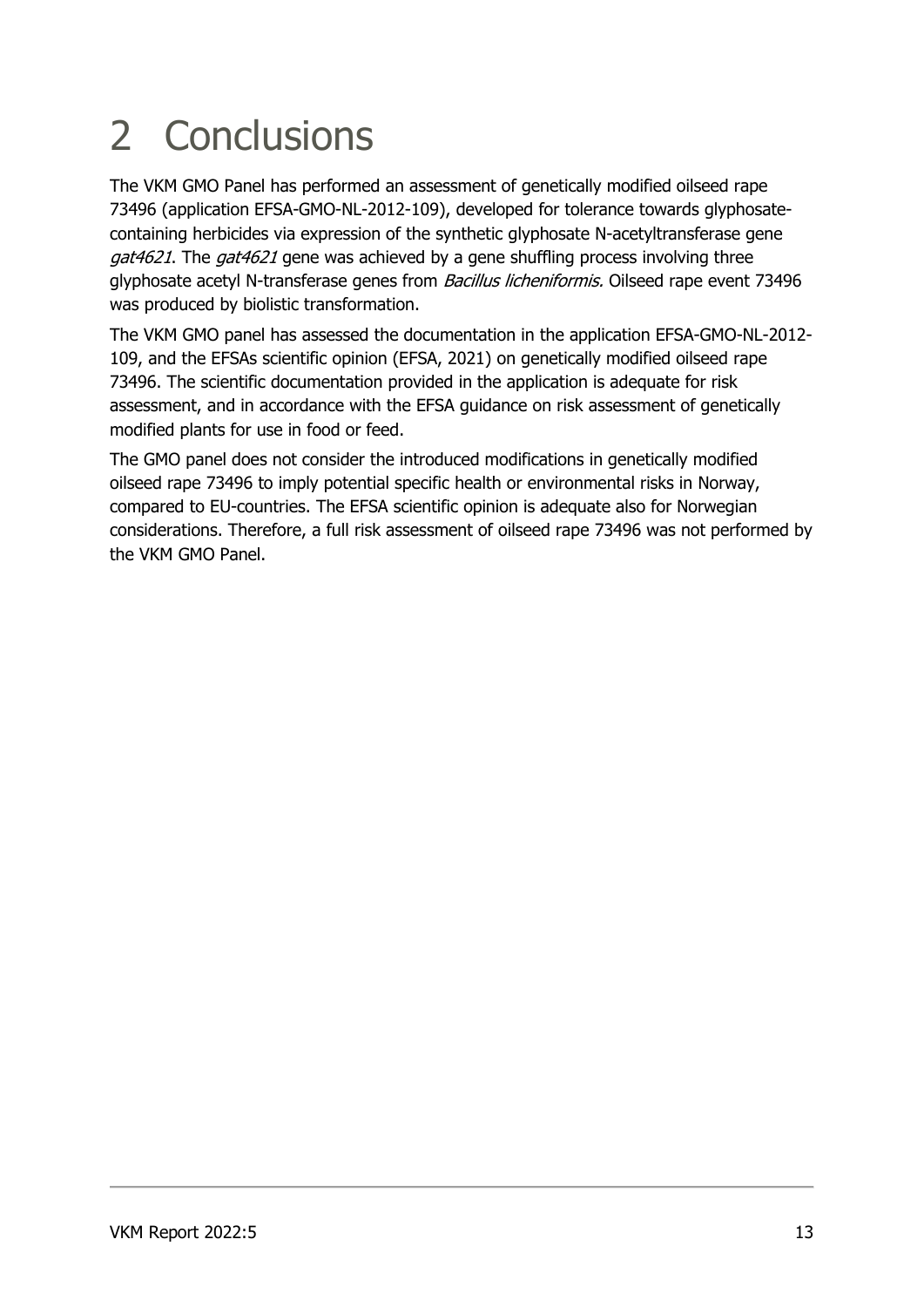# 2 Conclusions

The VKM GMO Panel has performed an assessment of genetically modified oilseed rape 73496 (application EFSA-GMO-NL-2012-109), developed for tolerance towards glyphosate-containing herbicides via expression of the synthetic glyphosate N-acetyltransferase gene *gat4621*. The *gat4621* gene was achieved by a gene shuffling process involving three glyphosate acetyl N-transferase genes from *Bacillus licheniformis.* Oilseed rape event 73496 was produced by biolistic transformation.

The VKM GMO panel has assessed the documentation in the application EFSA-GMO-NL-2012-109, and the EFSAs scientific opinion (EFSA, 2021) on genetically modified oilseed rape 73496. The scientific documentation provided in the application is adequate for risk assessment, and in accordance with the EFSA guidance on risk assessment of genetically modified plants for use in food or feed.

The GMO panel does not consider the introduced modifications in genetically modified oilseed rape 73496 to imply potential specific health or environmental risks in Norway, compared to EU-countries. The EFSA scientific opinion is adequate also for Norwegian considerations. Therefore, a full risk assessment of oilseed rape 73496 was not performed by the VKM GMO Panel.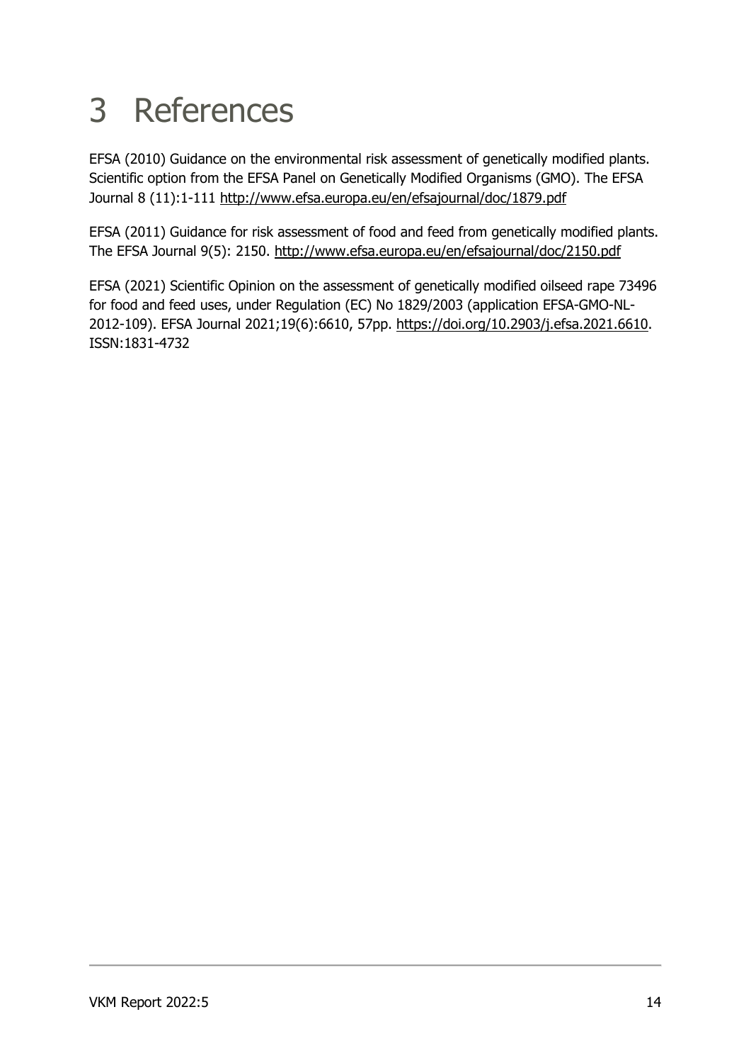# 3 References

EFSA (2010) Guidance on the environmental risk assessment of genetically modified plants. Scientific option from the EFSA Panel on Genetically Modified Organisms (GMO). The EFSA Journal 8 (11):1-111 http://www.efsa.europa.eu/en/efsajournal/doc/1879.pdf

EFSA (2011) Guidance for risk assessment of food and feed from genetically modified plants. The EFSA Journal 9(5): 2150. http://www.efsa.europa.eu/en/efsajournal/doc/2150.pdf

EFSA (2021) Scientific Opinion on the assessment of genetically modified oilseed rape 73496 for food and feed uses, under Regulation (EC) No 1829/2003 (application EFSA-GMO-NL-2012-109). EFSA Journal 2021;19(6):6610, 57pp. https://doi.org/10.2903/j.efsa.2021.6610. ISSN:1831-4732